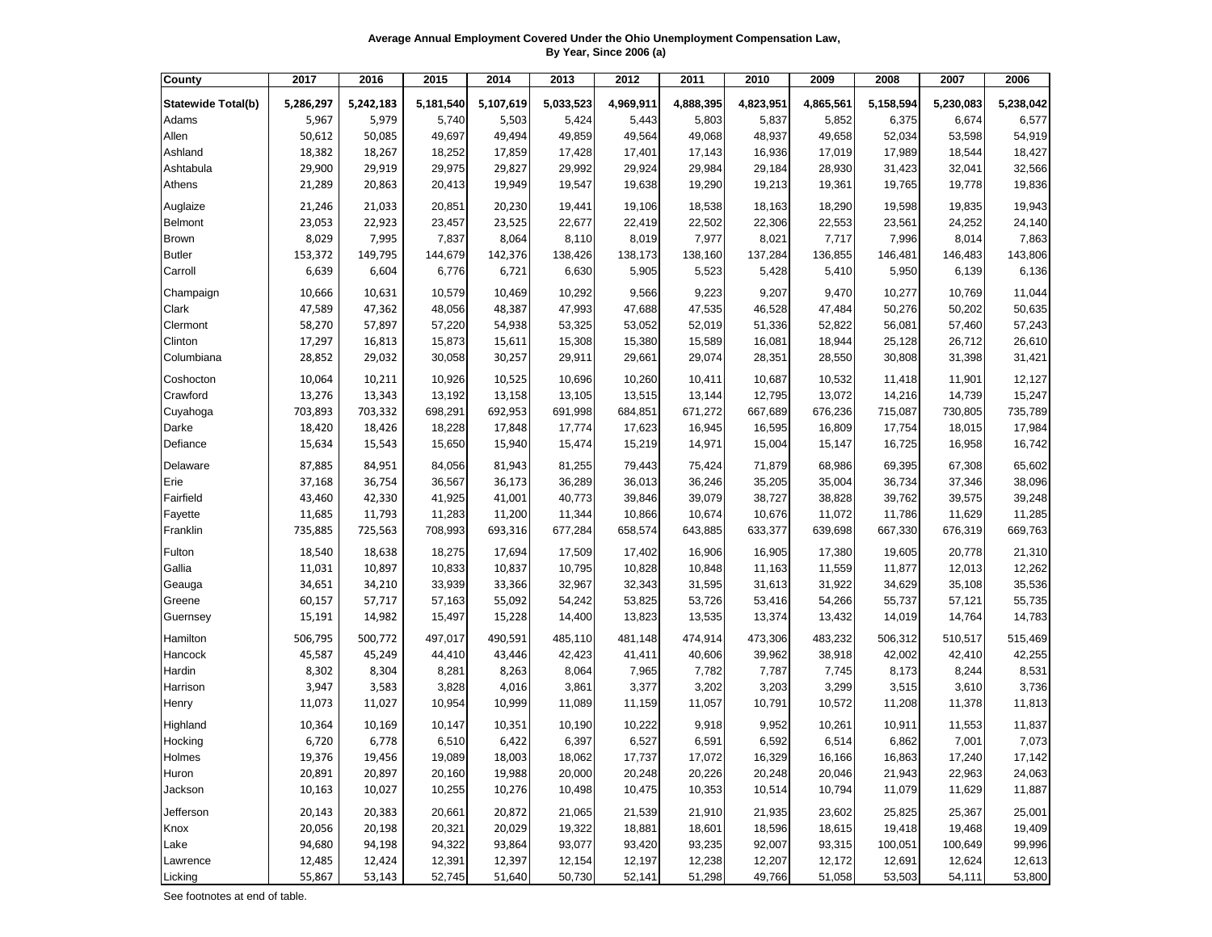**Average Annual Employment Covered Under the Ohio Unemployment Compensation Law, By Year, Since 2006 (a)**

| County | 2017 | 2016 | 2015 | 2014 | 2013 | 2012 | 2011 | 2010 | 2009 | 2008 | 2007 | 2006 |
|---|---|---|---|---|---|---|---|---|---|---|---|---|
| **Statewide Total(b)** | **5,286,297** | **5,242,183** | **5,181,540** | **5,107,619** | **5,033,523** | **4,969,911** | **4,888,395** | **4,823,951** | **4,865,561** | **5,158,594** | **5,230,083** | **5,238,042** |
| Adams | 5,967 | 5,979 | 5,740 | 5,503 | 5,424 | 5,443 | 5,803 | 5,837 | 5,852 | 6,375 | 6,674 | 6,577 |
| Allen | 50,612 | 50,085 | 49,697 | 49,494 | 49,859 | 49,564 | 49,068 | 48,937 | 49,658 | 52,034 | 53,598 | 54,919 |
| Ashland | 18,382 | 18,267 | 18,252 | 17,859 | 17,428 | 17,401 | 17,143 | 16,936 | 17,019 | 17,989 | 18,544 | 18,427 |
| Ashtabula | 29,900 | 29,919 | 29,975 | 29,827 | 29,992 | 29,924 | 29,984 | 29,184 | 28,930 | 31,423 | 32,041 | 32,566 |
| Athens | 21,289 | 20,863 | 20,413 | 19,949 | 19,547 | 19,638 | 19,290 | 19,213 | 19,361 | 19,765 | 19,778 | 19,836 |
| Auglaize | 21,246 | 21,033 | 20,851 | 20,230 | 19,441 | 19,106 | 18,538 | 18,163 | 18,290 | 19,598 | 19,835 | 19,943 |
| Belmont | 23,053 | 22,923 | 23,457 | 23,525 | 22,677 | 22,419 | 22,502 | 22,306 | 22,553 | 23,561 | 24,252 | 24,140 |
| Brown | 8,029 | 7,995 | 7,837 | 8,064 | 8,110 | 8,019 | 7,977 | 8,021 | 7,717 | 7,996 | 8,014 | 7,863 |
| Butler | 153,372 | 149,795 | 144,679 | 142,376 | 138,426 | 138,173 | 138,160 | 137,284 | 136,855 | 146,481 | 146,483 | 143,806 |
| Carroll | 6,639 | 6,604 | 6,776 | 6,721 | 6,630 | 5,905 | 5,523 | 5,428 | 5,410 | 5,950 | 6,139 | 6,136 |
| Champaign | 10,666 | 10,631 | 10,579 | 10,469 | 10,292 | 9,566 | 9,223 | 9,207 | 9,470 | 10,277 | 10,769 | 11,044 |
| Clark | 47,589 | 47,362 | 48,056 | 48,387 | 47,993 | 47,688 | 47,535 | 46,528 | 47,484 | 50,276 | 50,202 | 50,635 |
| Clermont | 58,270 | 57,897 | 57,220 | 54,938 | 53,325 | 53,052 | 52,019 | 51,336 | 52,822 | 56,081 | 57,460 | 57,243 |
| Clinton | 17,297 | 16,813 | 15,873 | 15,611 | 15,308 | 15,380 | 15,589 | 16,081 | 18,944 | 25,128 | 26,712 | 26,610 |
| Columbiana | 28,852 | 29,032 | 30,058 | 30,257 | 29,911 | 29,661 | 29,074 | 28,351 | 28,550 | 30,808 | 31,398 | 31,421 |
| Coshocton | 10,064 | 10,211 | 10,926 | 10,525 | 10,696 | 10,260 | 10,411 | 10,687 | 10,532 | 11,418 | 11,901 | 12,127 |
| Crawford | 13,276 | 13,343 | 13,192 | 13,158 | 13,105 | 13,515 | 13,144 | 12,795 | 13,072 | 14,216 | 14,739 | 15,247 |
| Cuyahoga | 703,893 | 703,332 | 698,291 | 692,953 | 691,998 | 684,851 | 671,272 | 667,689 | 676,236 | 715,087 | 730,805 | 735,789 |
| Darke | 18,420 | 18,426 | 18,228 | 17,848 | 17,774 | 17,623 | 16,945 | 16,595 | 16,809 | 17,754 | 18,015 | 17,984 |
| Defiance | 15,634 | 15,543 | 15,650 | 15,940 | 15,474 | 15,219 | 14,971 | 15,004 | 15,147 | 16,725 | 16,958 | 16,742 |
| Delaware | 87,885 | 84,951 | 84,056 | 81,943 | 81,255 | 79,443 | 75,424 | 71,879 | 68,986 | 69,395 | 67,308 | 65,602 |
| Erie | 37,168 | 36,754 | 36,567 | 36,173 | 36,289 | 36,013 | 36,246 | 35,205 | 35,004 | 36,734 | 37,346 | 38,096 |
| Fairfield | 43,460 | 42,330 | 41,925 | 41,001 | 40,773 | 39,846 | 39,079 | 38,727 | 38,828 | 39,762 | 39,575 | 39,248 |
| Fayette | 11,685 | 11,793 | 11,283 | 11,200 | 11,344 | 10,866 | 10,674 | 10,676 | 11,072 | 11,786 | 11,629 | 11,285 |
| Franklin | 735,885 | 725,563 | 708,993 | 693,316 | 677,284 | 658,574 | 643,885 | 633,377 | 639,698 | 667,330 | 676,319 | 669,763 |
| Fulton | 18,540 | 18,638 | 18,275 | 17,694 | 17,509 | 17,402 | 16,906 | 16,905 | 17,380 | 19,605 | 20,778 | 21,310 |
| Gallia | 11,031 | 10,897 | 10,833 | 10,837 | 10,795 | 10,828 | 10,848 | 11,163 | 11,559 | 11,877 | 12,013 | 12,262 |
| Geauga | 34,651 | 34,210 | 33,939 | 33,366 | 32,967 | 32,343 | 31,595 | 31,613 | 31,922 | 34,629 | 35,108 | 35,536 |
| Greene | 60,157 | 57,717 | 57,163 | 55,092 | 54,242 | 53,825 | 53,726 | 53,416 | 54,266 | 55,737 | 57,121 | 55,735 |
| Guernsey | 15,191 | 14,982 | 15,497 | 15,228 | 14,400 | 13,823 | 13,535 | 13,374 | 13,432 | 14,019 | 14,764 | 14,783 |
| Hamilton | 506,795 | 500,772 | 497,017 | 490,591 | 485,110 | 481,148 | 474,914 | 473,306 | 483,232 | 506,312 | 510,517 | 515,469 |
| Hancock | 45,587 | 45,249 | 44,410 | 43,446 | 42,423 | 41,411 | 40,606 | 39,962 | 38,918 | 42,002 | 42,410 | 42,255 |
| Hardin | 8,302 | 8,304 | 8,281 | 8,263 | 8,064 | 7,965 | 7,782 | 7,787 | 7,745 | 8,173 | 8,244 | 8,531 |
| Harrison | 3,947 | 3,583 | 3,828 | 4,016 | 3,861 | 3,377 | 3,202 | 3,203 | 3,299 | 3,515 | 3,610 | 3,736 |
| Henry | 11,073 | 11,027 | 10,954 | 10,999 | 11,089 | 11,159 | 11,057 | 10,791 | 10,572 | 11,208 | 11,378 | 11,813 |
| Highland | 10,364 | 10,169 | 10,147 | 10,351 | 10,190 | 10,222 | 9,918 | 9,952 | 10,261 | 10,911 | 11,553 | 11,837 |
| Hocking | 6,720 | 6,778 | 6,510 | 6,422 | 6,397 | 6,527 | 6,591 | 6,592 | 6,514 | 6,862 | 7,001 | 7,073 |
| Holmes | 19,376 | 19,456 | 19,089 | 18,003 | 18,062 | 17,737 | 17,072 | 16,329 | 16,166 | 16,863 | 17,240 | 17,142 |
| Huron | 20,891 | 20,897 | 20,160 | 19,988 | 20,000 | 20,248 | 20,226 | 20,248 | 20,046 | 21,943 | 22,963 | 24,063 |
| Jackson | 10,163 | 10,027 | 10,255 | 10,276 | 10,498 | 10,475 | 10,353 | 10,514 | 10,794 | 11,079 | 11,629 | 11,887 |
| Jefferson | 20,143 | 20,383 | 20,661 | 20,872 | 21,065 | 21,539 | 21,910 | 21,935 | 23,602 | 25,825 | 25,367 | 25,001 |
| Knox | 20,056 | 20,198 | 20,321 | 20,029 | 19,322 | 18,881 | 18,601 | 18,596 | 18,615 | 19,418 | 19,468 | 19,409 |
| Lake | 94,680 | 94,198 | 94,322 | 93,864 | 93,077 | 93,420 | 93,235 | 92,007 | 93,315 | 100,051 | 100,649 | 99,996 |
| Lawrence | 12,485 | 12,424 | 12,391 | 12,397 | 12,154 | 12,197 | 12,238 | 12,207 | 12,172 | 12,691 | 12,624 | 12,613 |
| Licking | 55,867 | 53,143 | 52,745 | 51,640 | 50,730 | 52,141 | 51,298 | 49,766 | 51,058 | 53,503 | 54,111 | 53,800 |

See footnotes at end of table.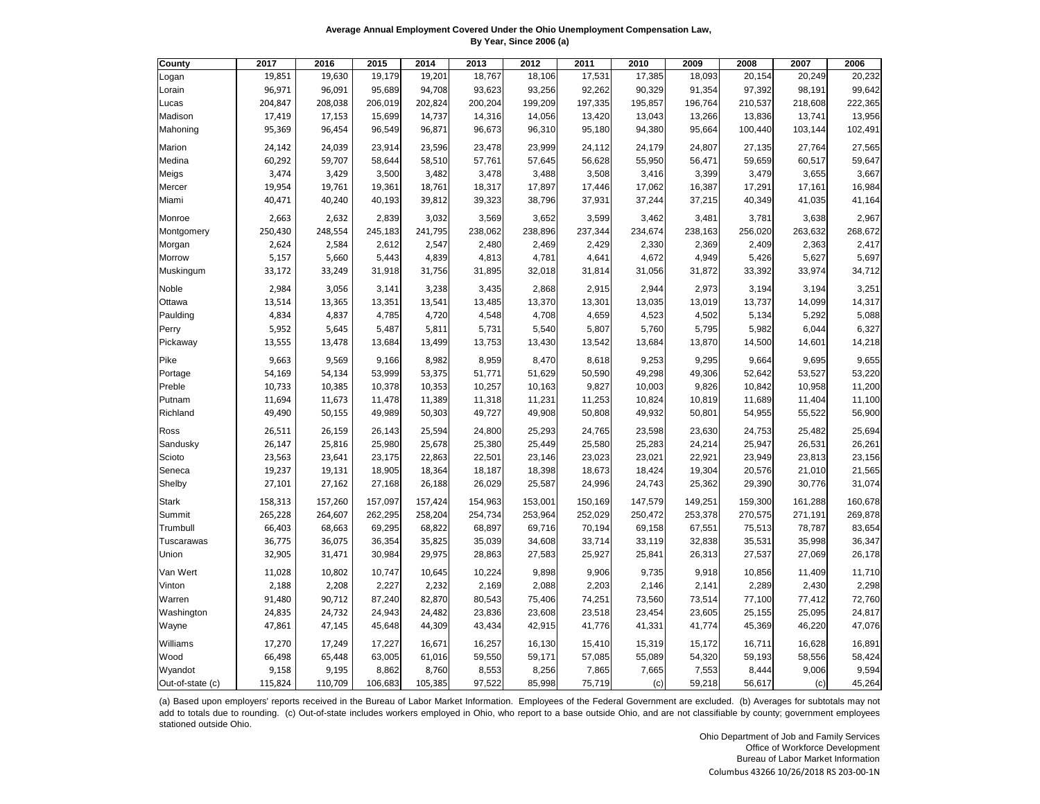**Average Annual Employment Covered Under the Ohio Unemployment Compensation Law, By Year, Since 2006 (a)**

| County | 2017 | 2016 | 2015 | 2014 | 2013 | 2012 | 2011 | 2010 | 2009 | 2008 | 2007 | 2006 |
|---|---|---|---|---|---|---|---|---|---|---|---|---|
| Logan | 19,851 | 19,630 | 19,179 | 19,201 | 18,767 | 18,106 | 17,531 | 17,385 | 18,093 | 20,154 | 20,249 | 20,232 |
| Lorain | 96,971 | 96,091 | 95,689 | 94,708 | 93,623 | 93,256 | 92,262 | 90,329 | 91,354 | 97,392 | 98,191 | 99,642 |
| Lucas | 204,847 | 208,038 | 206,019 | 202,824 | 200,204 | 199,209 | 197,335 | 195,857 | 196,764 | 210,537 | 218,608 | 222,365 |
| Madison | 17,419 | 17,153 | 15,699 | 14,737 | 14,316 | 14,056 | 13,420 | 13,043 | 13,266 | 13,836 | 13,741 | 13,956 |
| Mahoning | 95,369 | 96,454 | 96,549 | 96,871 | 96,673 | 96,310 | 95,180 | 94,380 | 95,664 | 100,440 | 103,144 | 102,491 |
| Marion | 24,142 | 24,039 | 23,914 | 23,596 | 23,478 | 23,999 | 24,112 | 24,179 | 24,807 | 27,135 | 27,764 | 27,565 |
| Medina | 60,292 | 59,707 | 58,644 | 58,510 | 57,761 | 57,645 | 56,628 | 55,950 | 56,471 | 59,659 | 60,517 | 59,647 |
| Meigs | 3,474 | 3,429 | 3,500 | 3,482 | 3,478 | 3,488 | 3,508 | 3,416 | 3,399 | 3,479 | 3,655 | 3,667 |
| Mercer | 19,954 | 19,761 | 19,361 | 18,761 | 18,317 | 17,897 | 17,446 | 17,062 | 16,387 | 17,291 | 17,161 | 16,984 |
| Miami | 40,471 | 40,240 | 40,193 | 39,812 | 39,323 | 38,796 | 37,931 | 37,244 | 37,215 | 40,349 | 41,035 | 41,164 |
| Monroe | 2,663 | 2,632 | 2,839 | 3,032 | 3,569 | 3,652 | 3,599 | 3,462 | 3,481 | 3,781 | 3,638 | 2,967 |
| Montgomery | 250,430 | 248,554 | 245,183 | 241,795 | 238,062 | 238,896 | 237,344 | 234,674 | 238,163 | 256,020 | 263,632 | 268,672 |
| Morgan | 2,624 | 2,584 | 2,612 | 2,547 | 2,480 | 2,469 | 2,429 | 2,330 | 2,369 | 2,409 | 2,363 | 2,417 |
| Morrow | 5,157 | 5,660 | 5,443 | 4,839 | 4,813 | 4,781 | 4,641 | 4,672 | 4,949 | 5,426 | 5,627 | 5,697 |
| Muskingum | 33,172 | 33,249 | 31,918 | 31,756 | 31,895 | 32,018 | 31,814 | 31,056 | 31,872 | 33,392 | 33,974 | 34,712 |
| Noble | 2,984 | 3,056 | 3,141 | 3,238 | 3,435 | 2,868 | 2,915 | 2,944 | 2,973 | 3,194 | 3,194 | 3,251 |
| Ottawa | 13,514 | 13,365 | 13,351 | 13,541 | 13,485 | 13,370 | 13,301 | 13,035 | 13,019 | 13,737 | 14,099 | 14,317 |
| Paulding | 4,834 | 4,837 | 4,785 | 4,720 | 4,548 | 4,708 | 4,659 | 4,523 | 4,502 | 5,134 | 5,292 | 5,088 |
| Perry | 5,952 | 5,645 | 5,487 | 5,811 | 5,731 | 5,540 | 5,807 | 5,760 | 5,795 | 5,982 | 6,044 | 6,327 |
| Pickaway | 13,555 | 13,478 | 13,684 | 13,499 | 13,753 | 13,430 | 13,542 | 13,684 | 13,870 | 14,500 | 14,601 | 14,218 |
| Pike | 9,663 | 9,569 | 9,166 | 8,982 | 8,959 | 8,470 | 8,618 | 9,253 | 9,295 | 9,664 | 9,695 | 9,655 |
| Portage | 54,169 | 54,134 | 53,999 | 53,375 | 51,771 | 51,629 | 50,590 | 49,298 | 49,306 | 52,642 | 53,527 | 53,220 |
| Preble | 10,733 | 10,385 | 10,378 | 10,353 | 10,257 | 10,163 | 9,827 | 10,003 | 9,826 | 10,842 | 10,958 | 11,200 |
| Putnam | 11,694 | 11,673 | 11,478 | 11,389 | 11,318 | 11,231 | 11,253 | 10,824 | 10,819 | 11,689 | 11,404 | 11,100 |
| Richland | 49,490 | 50,155 | 49,989 | 50,303 | 49,727 | 49,908 | 50,808 | 49,932 | 50,801 | 54,955 | 55,522 | 56,900 |
| Ross | 26,511 | 26,159 | 26,143 | 25,594 | 24,800 | 25,293 | 24,765 | 23,598 | 23,630 | 24,753 | 25,482 | 25,694 |
| Sandusky | 26,147 | 25,816 | 25,980 | 25,678 | 25,380 | 25,449 | 25,580 | 25,283 | 24,214 | 25,947 | 26,531 | 26,261 |
| Scioto | 23,563 | 23,641 | 23,175 | 22,863 | 22,501 | 23,146 | 23,023 | 23,021 | 22,921 | 23,949 | 23,813 | 23,156 |
| Seneca | 19,237 | 19,131 | 18,905 | 18,364 | 18,187 | 18,398 | 18,673 | 18,424 | 19,304 | 20,576 | 21,010 | 21,565 |
| Shelby | 27,101 | 27,162 | 27,168 | 26,188 | 26,029 | 25,587 | 24,996 | 24,743 | 25,362 | 29,390 | 30,776 | 31,074 |
| Stark | 158,313 | 157,260 | 157,097 | 157,424 | 154,963 | 153,001 | 150,169 | 147,579 | 149,251 | 159,300 | 161,288 | 160,678 |
| Summit | 265,228 | 264,607 | 262,295 | 258,204 | 254,734 | 253,964 | 252,029 | 250,472 | 253,378 | 270,575 | 271,191 | 269,878 |
| Trumbull | 66,403 | 68,663 | 69,295 | 68,822 | 68,897 | 69,716 | 70,194 | 69,158 | 67,551 | 75,513 | 78,787 | 83,654 |
| Tuscarawas | 36,775 | 36,075 | 36,354 | 35,825 | 35,039 | 34,608 | 33,714 | 33,119 | 32,838 | 35,531 | 35,998 | 36,347 |
| Union | 32,905 | 31,471 | 30,984 | 29,975 | 28,863 | 27,583 | 25,927 | 25,841 | 26,313 | 27,537 | 27,069 | 26,178 |
| Van Wert | 11,028 | 10,802 | 10,747 | 10,645 | 10,224 | 9,898 | 9,906 | 9,735 | 9,918 | 10,856 | 11,409 | 11,710 |
| Vinton | 2,188 | 2,208 | 2,227 | 2,232 | 2,169 | 2,088 | 2,203 | 2,146 | 2,141 | 2,289 | 2,430 | 2,298 |
| Warren | 91,480 | 90,712 | 87,240 | 82,870 | 80,543 | 75,406 | 74,251 | 73,560 | 73,514 | 77,100 | 77,412 | 72,760 |
| Washington | 24,835 | 24,732 | 24,943 | 24,482 | 23,836 | 23,608 | 23,518 | 23,454 | 23,605 | 25,155 | 25,095 | 24,817 |
| Wayne | 47,861 | 47,145 | 45,648 | 44,309 | 43,434 | 42,915 | 41,776 | 41,331 | 41,774 | 45,369 | 46,220 | 47,076 |
| Williams | 17,270 | 17,249 | 17,227 | 16,671 | 16,257 | 16,130 | 15,410 | 15,319 | 15,172 | 16,711 | 16,628 | 16,891 |
| Wood | 66,498 | 65,448 | 63,005 | 61,016 | 59,550 | 59,171 | 57,085 | 55,089 | 54,320 | 59,193 | 58,556 | 58,424 |
| Wyandot | 9,158 | 9,195 | 8,862 | 8,760 | 8,553 | 8,256 | 7,865 | 7,665 | 7,553 | 8,444 | 9,006 | 9,594 |
| Out-of-state (c) | 115,824 | 110,709 | 106,683 | 105,385 | 97,522 | 85,998 | 75,719 | (c) | 59,218 | 56,617 | (c) | 45,264 |

(a) Based upon employers' reports received in the Bureau of Labor Market Information. Employees of the Federal Government are excluded. (b) Averages for subtotals may not add to totals due to rounding. (c) Out-of-state includes workers employed in Ohio, who report to a base outside Ohio, and are not classifiable by county; government employees stationed outside Ohio.

Ohio Department of Job and Family Services
Office of Workforce Development
Bureau of Labor Market Information
Columbus 43266 10/26/2018 RS 203-00-1N